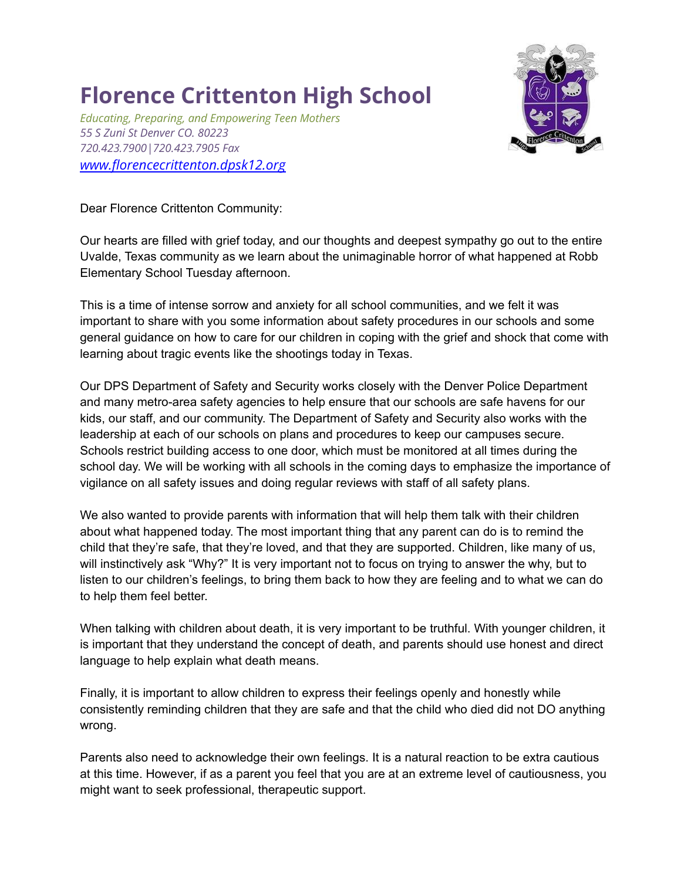// Florence Crittenton High School

*Educating, Preparing, and Empowering Teen Mothers*
*55 S Zuni St Denver CO. 80223*
*720.423.7900|720.423.7905 Fax*
*[www.florencecrittenton.dpsk12.org](http://www.florencecrittenton.dpsk12.org)*

Dear Florence Crittenton Community:

Our hearts are filled with grief today, and our thoughts and deepest sympathy go out to the entire Uvalde, Texas community as we learn about the unimaginable horror of what happened at Robb Elementary School Tuesday afternoon.

This is a time of intense sorrow and anxiety for all school communities, and we felt it was important to share with you some information about safety procedures in our schools and some general guidance on how to care for our children in coping with the grief and shock that come with learning about tragic events like the shootings today in Texas.

Our DPS Department of Safety and Security works closely with the Denver Police Department and many metro-area safety agencies to help ensure that our schools are safe havens for our kids, our staff, and our community. The Department of Safety and Security also works with the leadership at each of our schools on plans and procedures to keep our campuses secure. Schools restrict building access to one door, which must be monitored at all times during the school day. We will be working with all schools in the coming days to emphasize the importance of vigilance on all safety issues and doing regular reviews with staff of all safety plans.

We also wanted to provide parents with information that will help them talk with their children about what happened today. The most important thing that any parent can do is to remind the child that they're safe, that they're loved, and that they are supported. Children, like many of us, will instinctively ask "Why?" It is very important not to focus on trying to answer the why, but to listen to our children's feelings, to bring them back to how they are feeling and to what we can do to help them feel better.

When talking with children about death, it is very important to be truthful. With younger children, it is important that they understand the concept of death, and parents should use honest and direct language to help explain what death means.

Finally, it is important to allow children to express their feelings openly and honestly while consistently reminding children that they are safe and that the child who died did not DO anything wrong.

Parents also need to acknowledge their own feelings. It is a natural reaction to be extra cautious at this time. However, if as a parent you feel that you are at an extreme level of cautiousness, you might want to seek professional, therapeutic support.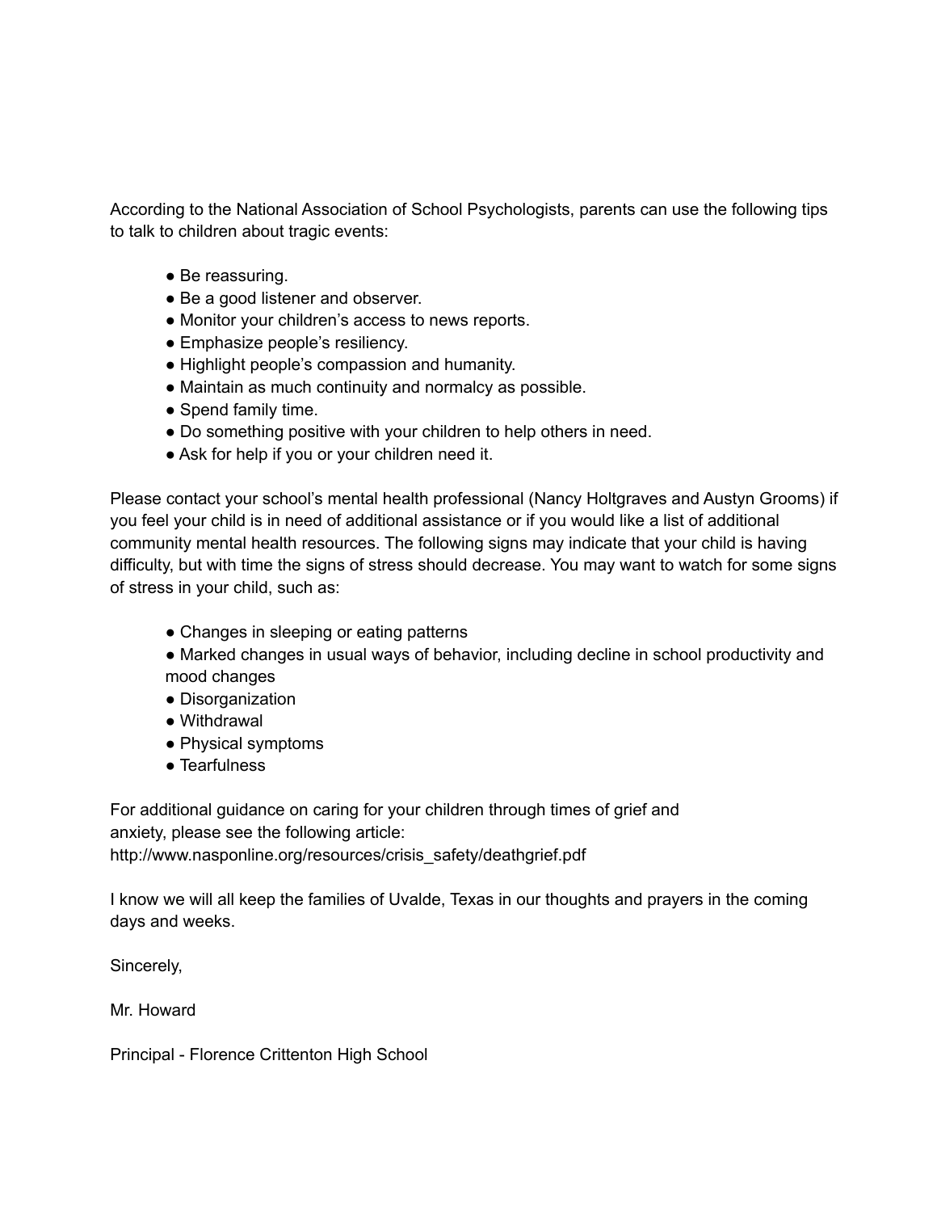According to the National Association of School Psychologists, parents can use the following tips to talk to children about tragic events:

- Be reassuring.
- Be a good listener and observer.
- Monitor your children's access to news reports.
- Emphasize people's resiliency.
- Highlight people's compassion and humanity.
- Maintain as much continuity and normalcy as possible.
- Spend family time.
- Do something positive with your children to help others in need.
- Ask for help if you or your children need it.

Please contact your school's mental health professional (Nancy Holtgraves and Austyn Grooms) if you feel your child is in need of additional assistance or if you would like a list of additional community mental health resources. The following signs may indicate that your child is having difficulty, but with time the signs of stress should decrease. You may want to watch for some signs of stress in your child, such as:

- Changes in sleeping or eating patterns
- Marked changes in usual ways of behavior, including decline in school productivity and mood changes
- Disorganization
- Withdrawal
- Physical symptoms
- Tearfulness

For additional guidance on caring for your children through times of grief and anxiety, please see the following article:
http://www.nasponline.org/resources/crisis_safety/deathgrief.pdf

I know we will all keep the families of Uvalde, Texas in our thoughts and prayers in the coming days and weeks.

Sincerely,

Mr. Howard

Principal - Florence Crittenton High School